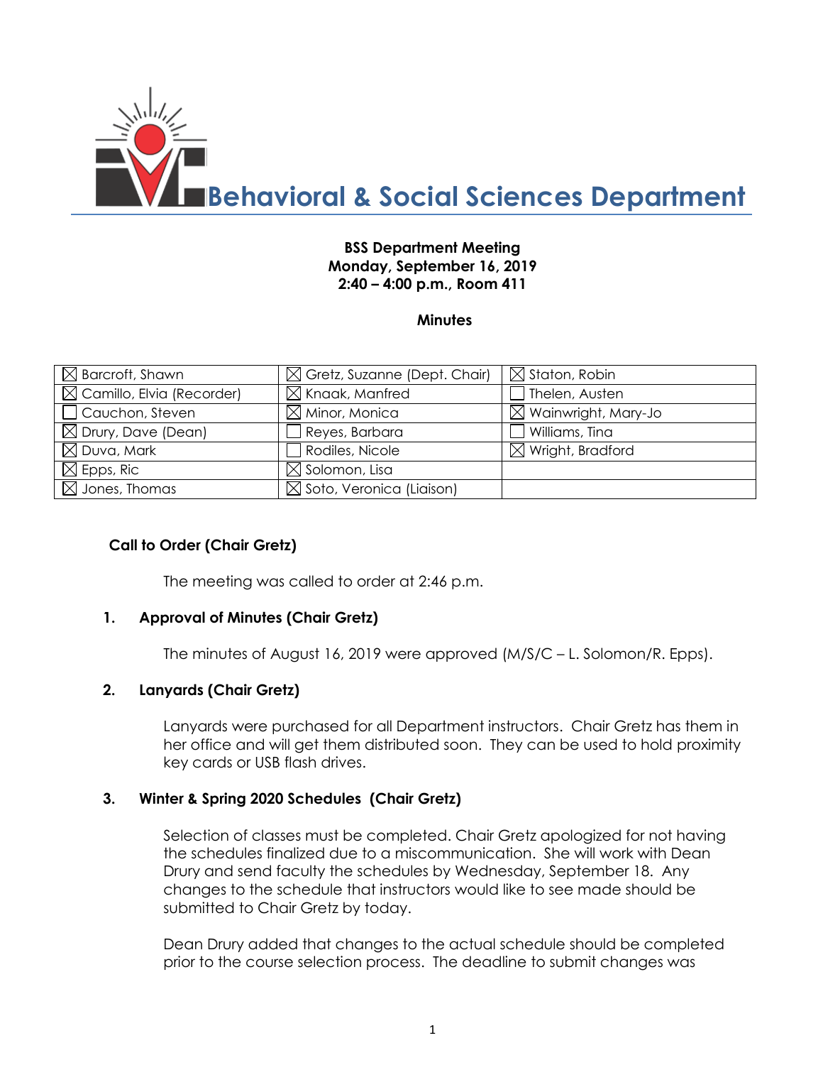# Behavioral & Social Sciences Department

**BSS Department Meeting**
**Monday, September 16, 2019**
**2:40 – 4:00 p.m., Room 411**

**Minutes**

| | | |
|---|---|---|
| ☒ Barcroft, Shawn | ☒ Gretz, Suzanne (Dept. Chair) | ☒ Staton, Robin |
| ☒ Camillo, Elvia (Recorder) | ☒ Knaak, Manfred | ☐ Thelen, Austen |
| ☐ Cauchon, Steven | ☒ Minor, Monica | ☒ Wainwright, Mary-Jo |
| ☒ Drury, Dave (Dean) | ☐ Reyes, Barbara | ☐ Williams, Tina |
| ☒ Duva, Mark | ☐ Rodiles, Nicole | ☒ Wright, Bradford |
| ☒ Epps, Ric | ☒ Solomon, Lisa | |
| ☒ Jones, Thomas | ☒ Soto, Veronica (Liaison) | |

### Call to Order (Chair Gretz)

The meeting was called to order at 2:46 p.m.

### 1. Approval of Minutes (Chair Gretz)

The minutes of August 16, 2019 were approved (M/S/C – L. Solomon/R. Epps).

### 2. Lanyards (Chair Gretz)

Lanyards were purchased for all Department instructors. Chair Gretz has them in her office and will get them distributed soon. They can be used to hold proximity key cards or USB flash drives.

### 3. Winter & Spring 2020 Schedules (Chair Gretz)

Selection of classes must be completed. Chair Gretz apologized for not having the schedules finalized due to a miscommunication. She will work with Dean Drury and send faculty the schedules by Wednesday, September 18. Any changes to the schedule that instructors would like to see made should be submitted to Chair Gretz by today.

Dean Drury added that changes to the actual schedule should be completed prior to the course selection process. The deadline to submit changes was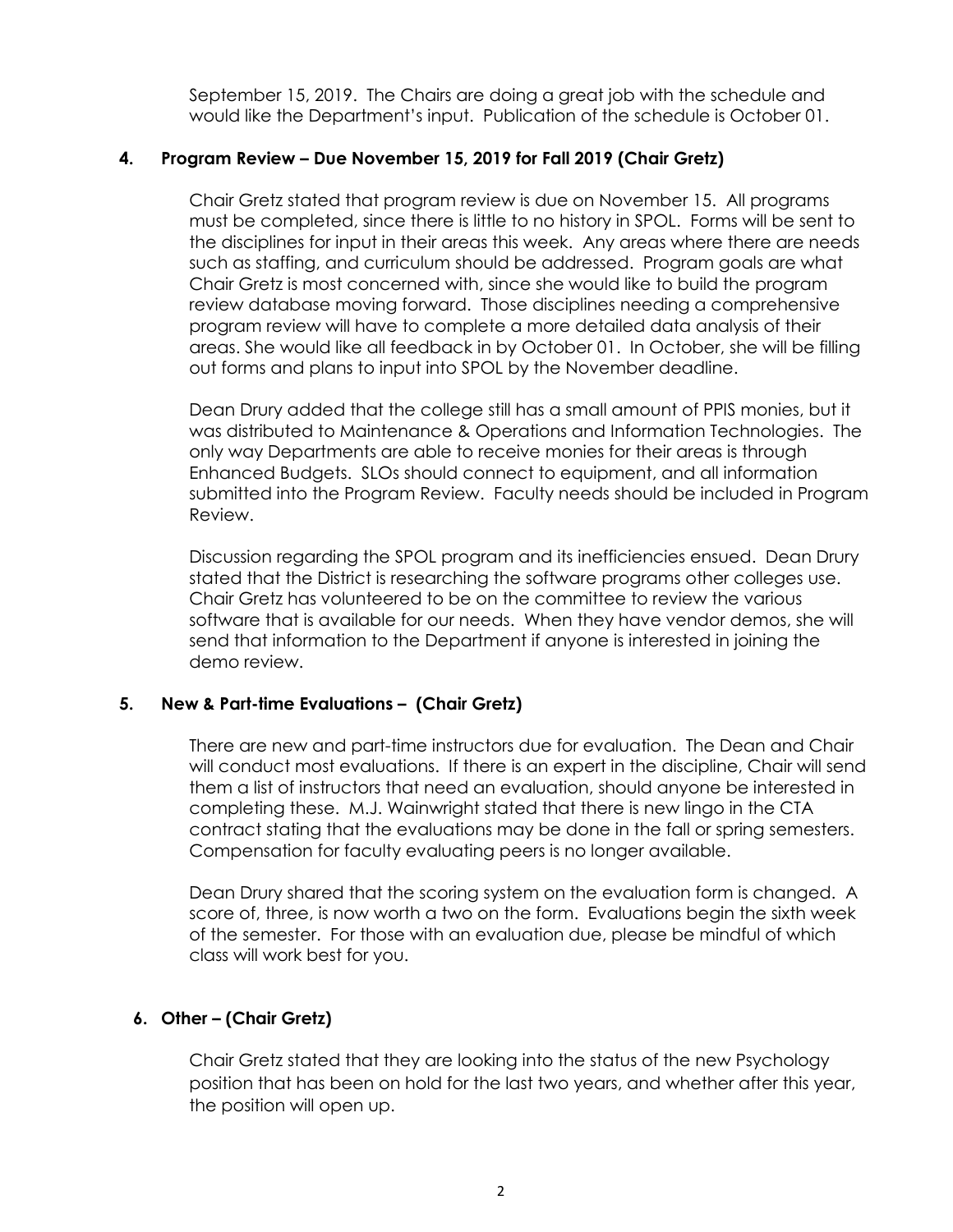September 15, 2019. The Chairs are doing a great job with the schedule and would like the Department's input. Publication of the schedule is October 01.

**4. Program Review – Due November 15, 2019 for Fall 2019 (Chair Gretz)**

Chair Gretz stated that program review is due on November 15. All programs must be completed, since there is little to no history in SPOL. Forms will be sent to the disciplines for input in their areas this week. Any areas where there are needs such as staffing, and curriculum should be addressed. Program goals are what Chair Gretz is most concerned with, since she would like to build the program review database moving forward. Those disciplines needing a comprehensive program review will have to complete a more detailed data analysis of their areas. She would like all feedback in by October 01. In October, she will be filling out forms and plans to input into SPOL by the November deadline.

Dean Drury added that the college still has a small amount of PPIS monies, but it was distributed to Maintenance & Operations and Information Technologies. The only way Departments are able to receive monies for their areas is through Enhanced Budgets. SLOs should connect to equipment, and all information submitted into the Program Review. Faculty needs should be included in Program Review.

Discussion regarding the SPOL program and its inefficiencies ensued. Dean Drury stated that the District is researching the software programs other colleges use. Chair Gretz has volunteered to be on the committee to review the various software that is available for our needs. When they have vendor demos, she will send that information to the Department if anyone is interested in joining the demo review.

**5. New & Part-time Evaluations – (Chair Gretz)**

There are new and part-time instructors due for evaluation. The Dean and Chair will conduct most evaluations. If there is an expert in the discipline, Chair will send them a list of instructors that need an evaluation, should anyone be interested in completing these. M.J. Wainwright stated that there is new lingo in the CTA contract stating that the evaluations may be done in the fall or spring semesters. Compensation for faculty evaluating peers is no longer available.

Dean Drury shared that the scoring system on the evaluation form is changed. A score of, three, is now worth a two on the form. Evaluations begin the sixth week of the semester. For those with an evaluation due, please be mindful of which class will work best for you.

**6. Other – (Chair Gretz)**

Chair Gretz stated that they are looking into the status of the new Psychology position that has been on hold for the last two years, and whether after this year, the position will open up.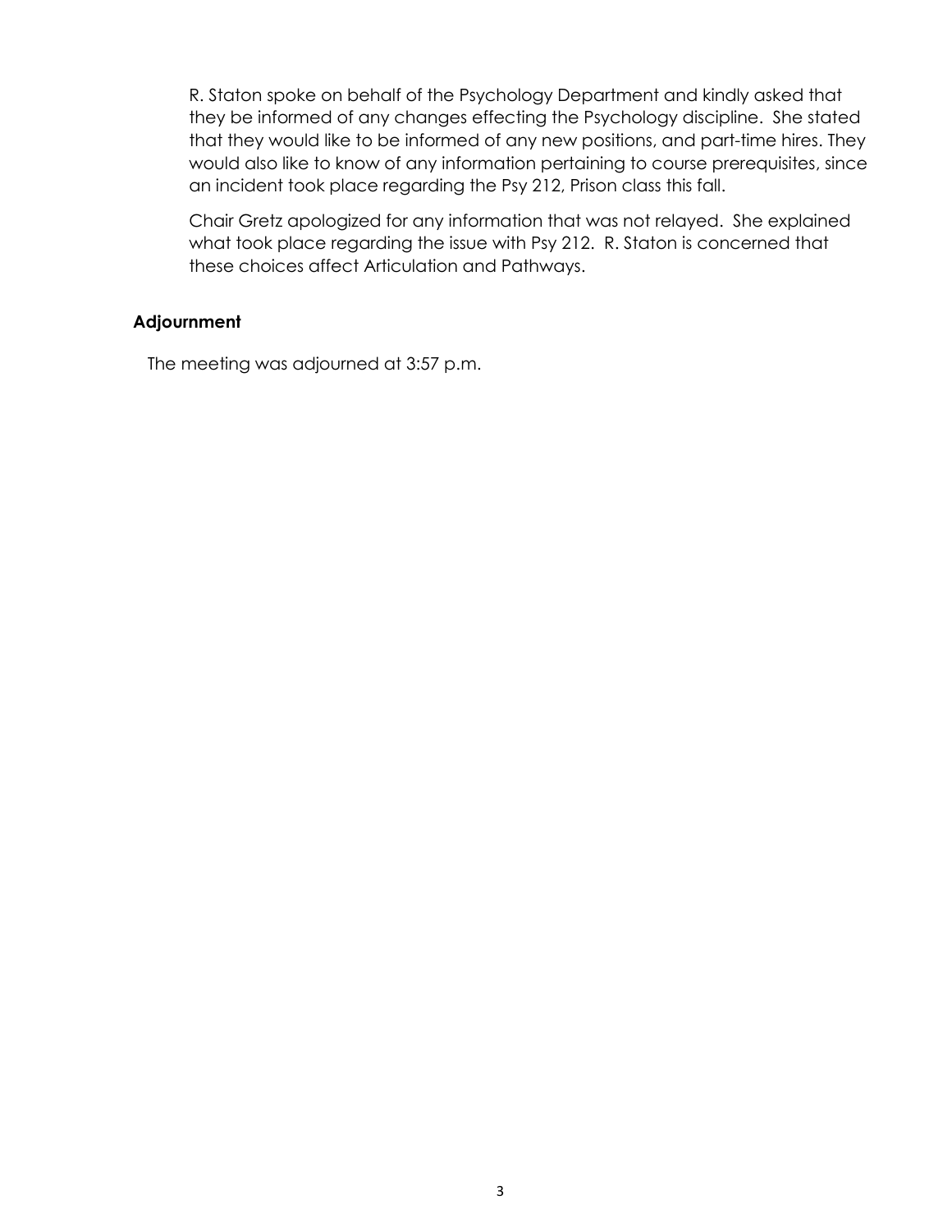R. Staton spoke on behalf of the Psychology Department and kindly asked that they be informed of any changes effecting the Psychology discipline. She stated that they would like to be informed of any new positions, and part-time hires. They would also like to know of any information pertaining to course prerequisites, since an incident took place regarding the Psy 212, Prison class this fall.

Chair Gretz apologized for any information that was not relayed. She explained what took place regarding the issue with Psy 212. R. Staton is concerned that these choices affect Articulation and Pathways.

## Adjournment

The meeting was adjourned at 3:57 p.m.